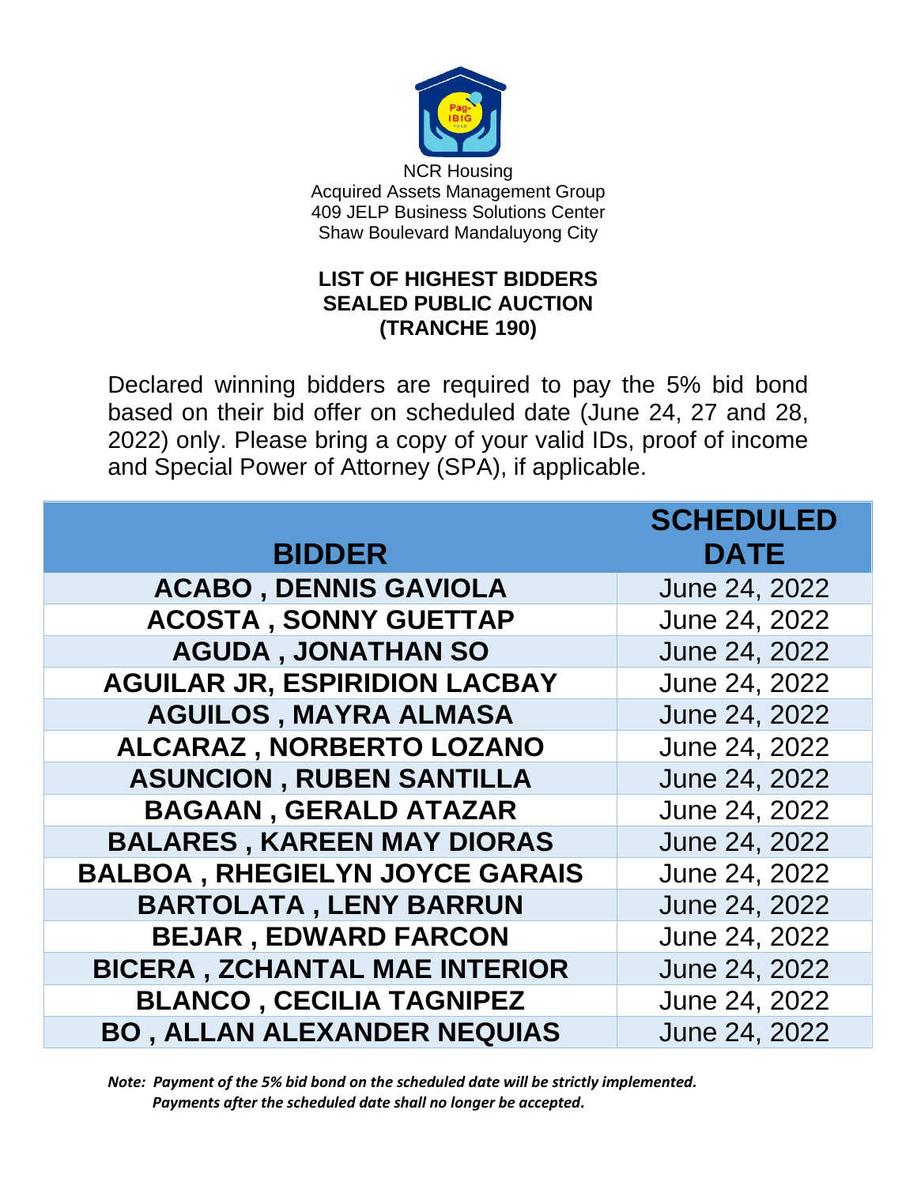NCR Housing
Acquired Assets Management Group
409 JELP Business Solutions Center
Shaw Boulevard Mandaluyong City

## LIST OF HIGHEST BIDDERS
## SEALED PUBLIC AUCTION
## (TRANCHE 190)

Declared winning bidders are required to pay the 5% bid bond based on their bid offer on scheduled date (June 24, 27 and 28, 2022) only. Please bring a copy of your valid IDs, proof of income and Special Power of Attorney (SPA), if applicable.

| BIDDER | SCHEDULED DATE |
|---|---|
| ACABO , DENNIS GAVIOLA | June 24, 2022 |
| ACOSTA , SONNY GUETTAP | June 24, 2022 |
| AGUDA , JONATHAN SO | June 24, 2022 |
| AGUILAR JR, ESPIRIDION LACBAY | June 24, 2022 |
| AGUILOS , MAYRA ALMASA | June 24, 2022 |
| ALCARAZ , NORBERTO LOZANO | June 24, 2022 |
| ASUNCION , RUBEN SANTILLA | June 24, 2022 |
| BAGAAN , GERALD ATAZAR | June 24, 2022 |
| BALARES , KAREEN MAY DIORAS | June 24, 2022 |
| BALBOA , RHEGIELYN JOYCE GARAIS | June 24, 2022 |
| BARTOLATA , LENY BARRUN | June 24, 2022 |
| BEJAR , EDWARD FARCON | June 24, 2022 |
| BICERA , ZCHANTAL MAE INTERIOR | June 24, 2022 |
| BLANCO , CECILIA TAGNIPEZ | June 24, 2022 |
| BO , ALLAN ALEXANDER NEQUIAS | June 24, 2022 |

*Note: Payment of the 5% bid bond on the scheduled date will be strictly implemented.*
*Payments after the scheduled date shall no longer be accepted.*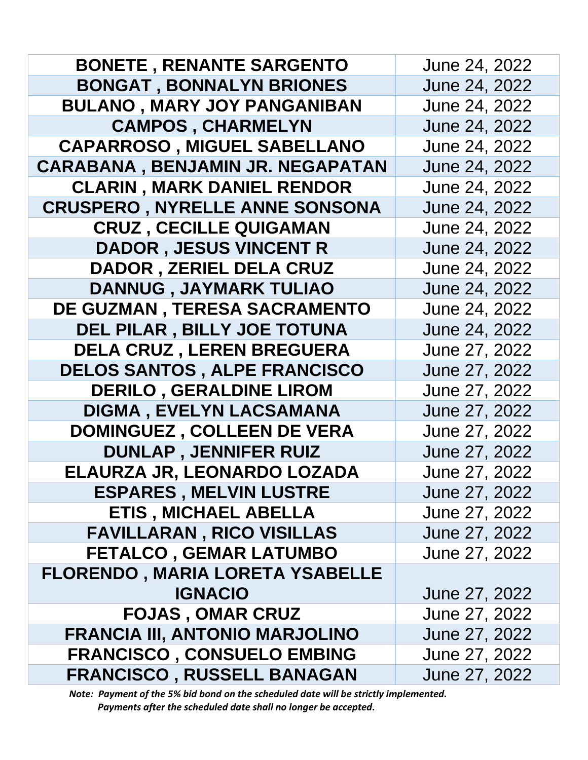| | |
|---|---|
| **BONETE , RENANTE SARGENTO** | June 24, 2022 |
| **BONGAT , BONNALYN BRIONES** | June 24, 2022 |
| **BULANO , MARY JOY PANGANIBAN** | June 24, 2022 |
| **CAMPOS , CHARMELYN** | June 24, 2022 |
| **CAPARROSO , MIGUEL SABELLANO** | June 24, 2022 |
| **CARABANA , BENJAMIN JR. NEGAPATAN** | June 24, 2022 |
| **CLARIN , MARK DANIEL RENDOR** | June 24, 2022 |
| **CRUSPERO , NYRELLE ANNE SONSONA** | June 24, 2022 |
| **CRUZ , CECILLE QUIGAMAN** | June 24, 2022 |
| **DADOR , JESUS VINCENT R** | June 24, 2022 |
| **DADOR , ZERIEL DELA CRUZ** | June 24, 2022 |
| **DANNUG , JAYMARK TULIAO** | June 24, 2022 |
| **DE GUZMAN , TERESA SACRAMENTO** | June 24, 2022 |
| **DEL PILAR , BILLY JOE TOTUNA** | June 24, 2022 |
| **DELA CRUZ , LEREN BREGUERA** | June 27, 2022 |
| **DELOS SANTOS , ALPE FRANCISCO** | June 27, 2022 |
| **DERILO , GERALDINE LIROM** | June 27, 2022 |
| **DIGMA , EVELYN LACSAMANA** | June 27, 2022 |
| **DOMINGUEZ , COLLEEN DE VERA** | June 27, 2022 |
| **DUNLAP , JENNIFER RUIZ** | June 27, 2022 |
| **ELAURZA JR, LEONARDO LOZADA** | June 27, 2022 |
| **ESPARES , MELVIN LUSTRE** | June 27, 2022 |
| **ETIS , MICHAEL ABELLA** | June 27, 2022 |
| **FAVILLARAN , RICO VISILLAS** | June 27, 2022 |
| **FETALCO , GEMAR LATUMBO** | June 27, 2022 |
| **FLORENDO , MARIA LORETA YSABELLE IGNACIO** | June 27, 2022 |
| **FOJAS , OMAR CRUZ** | June 27, 2022 |
| **FRANCIA III, ANTONIO MARJOLINO** | June 27, 2022 |
| **FRANCISCO , CONSUELO EMBING** | June 27, 2022 |
| **FRANCISCO , RUSSELL BANAGAN** | June 27, 2022 |

***Note: Payment of the 5% bid bond on the scheduled date will be strictly implemented.***
***Payments after the scheduled date shall no longer be accepted.***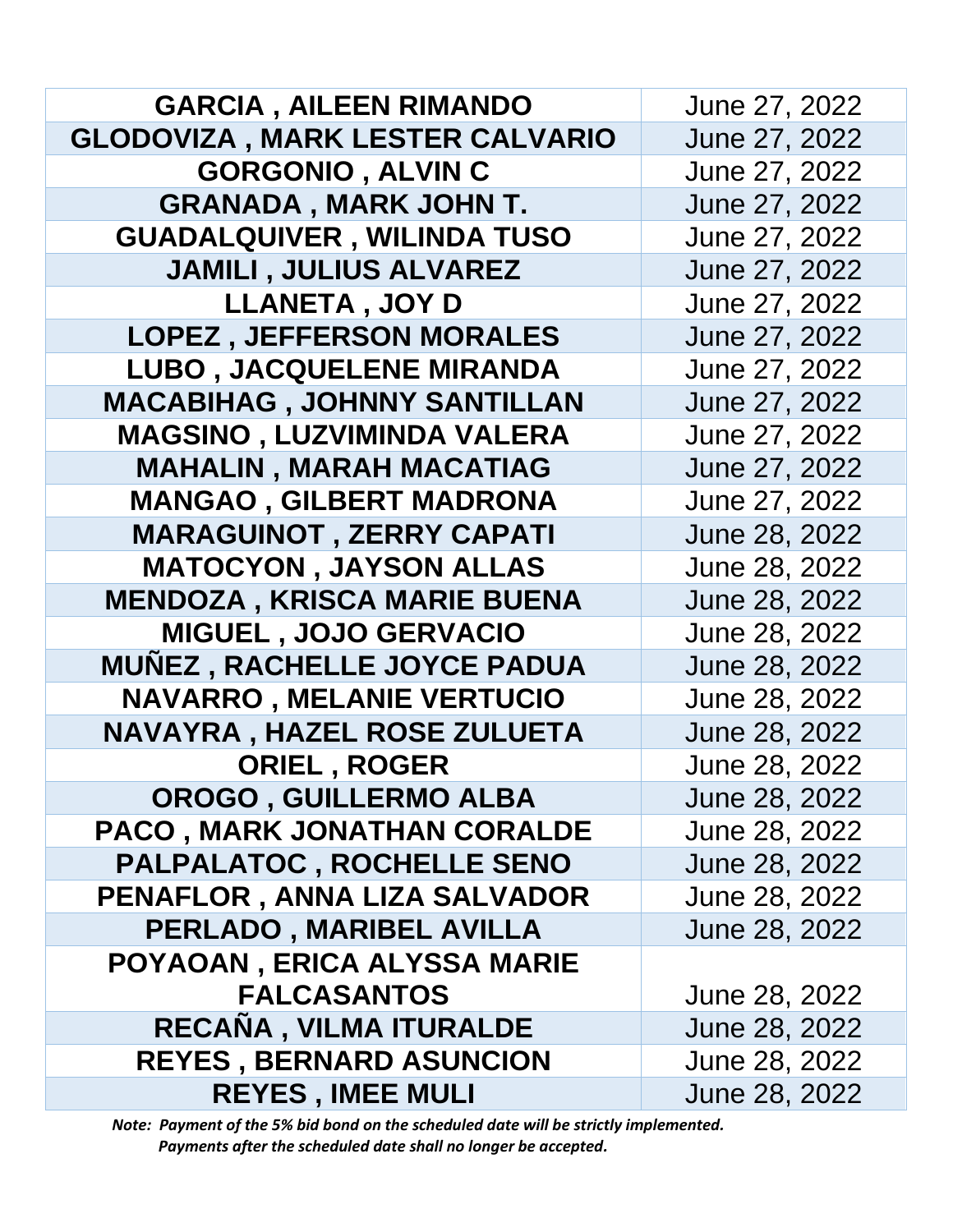| | |
|---|---|
| **GARCIA , AILEEN RIMANDO** | June 27, 2022 |
| **GLODOVIZA , MARK LESTER CALVARIO** | June 27, 2022 |
| **GORGONIO , ALVIN C** | June 27, 2022 |
| **GRANADA , MARK JOHN T.** | June 27, 2022 |
| **GUADALQUIVER , WILINDA TUSO** | June 27, 2022 |
| **JAMILI , JULIUS ALVAREZ** | June 27, 2022 |
| **LLANETA , JOY D** | June 27, 2022 |
| **LOPEZ , JEFFERSON MORALES** | June 27, 2022 |
| **LUBO , JACQUELENE MIRANDA** | June 27, 2022 |
| **MACABIHAG , JOHNNY SANTILLAN** | June 27, 2022 |
| **MAGSINO , LUZVIMINDA VALERA** | June 27, 2022 |
| **MAHALIN , MARAH MACATIAG** | June 27, 2022 |
| **MANGAO , GILBERT MADRONA** | June 27, 2022 |
| **MARAGUINOT , ZERRY CAPATI** | June 28, 2022 |
| **MATOCYON , JAYSON ALLAS** | June 28, 2022 |
| **MENDOZA , KRISCA MARIE BUENA** | June 28, 2022 |
| **MIGUEL , JOJO GERVACIO** | June 28, 2022 |
| **MUÑEZ , RACHELLE JOYCE PADUA** | June 28, 2022 |
| **NAVARRO , MELANIE VERTUCIO** | June 28, 2022 |
| **NAVAYRA , HAZEL ROSE ZULUETA** | June 28, 2022 |
| **ORIEL , ROGER** | June 28, 2022 |
| **OROGO , GUILLERMO ALBA** | June 28, 2022 |
| **PACO , MARK JONATHAN CORALDE** | June 28, 2022 |
| **PALPALATOC , ROCHELLE SENO** | June 28, 2022 |
| **PENAFLOR , ANNA LIZA SALVADOR** | June 28, 2022 |
| **PERLADO , MARIBEL AVILLA** | June 28, 2022 |
| **POYAOAN , ERICA ALYSSA MARIE FALCASANTOS** | June 28, 2022 |
| **RECAÑA , VILMA ITURALDE** | June 28, 2022 |
| **REYES , BERNARD ASUNCION** | June 28, 2022 |
| **REYES , IMEE MULI** | June 28, 2022 |

***Note: Payment of the 5% bid bond on the scheduled date will be strictly implemented. Payments after the scheduled date shall no longer be accepted.***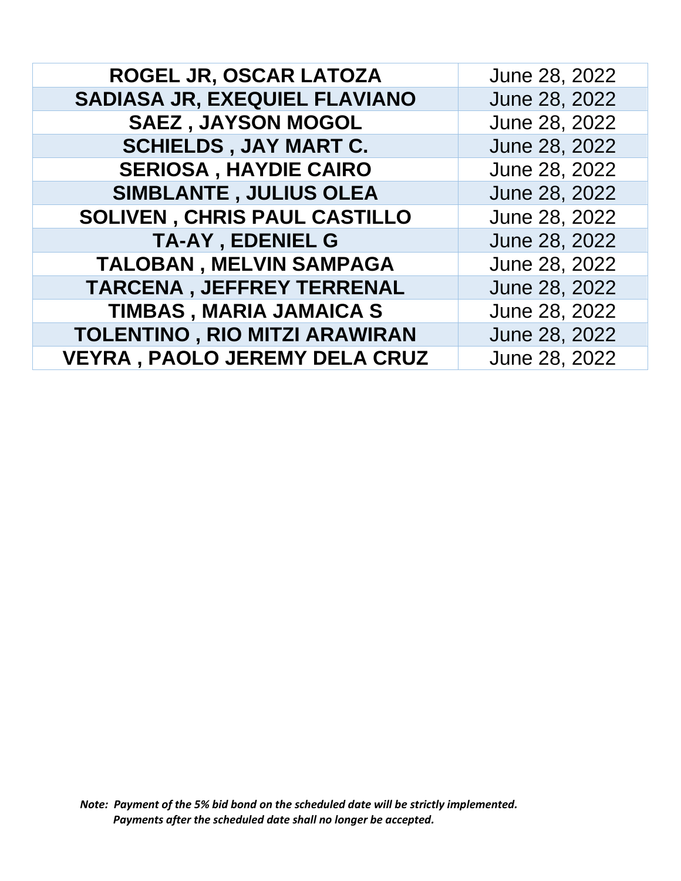| | |
|---|---|
| **ROGEL JR, OSCAR LATOZA** | June 28, 2022 |
| **SADIASA JR, EXEQUIEL FLAVIANO** | June 28, 2022 |
| **SAEZ , JAYSON MOGOL** | June 28, 2022 |
| **SCHIELDS , JAY MART C.** | June 28, 2022 |
| **SERIOSA , HAYDIE CAIRO** | June 28, 2022 |
| **SIMBLANTE , JULIUS OLEA** | June 28, 2022 |
| **SOLIVEN , CHRIS PAUL CASTILLO** | June 28, 2022 |
| **TA-AY , EDENIEL G** | June 28, 2022 |
| **TALOBAN , MELVIN SAMPAGA** | June 28, 2022 |
| **TARCENA , JEFFREY TERRENAL** | June 28, 2022 |
| **TIMBAS , MARIA JAMAICA S** | June 28, 2022 |
| **TOLENTINO , RIO MITZI ARAWIRAN** | June 28, 2022 |
| **VEYRA , PAOLO JEREMY DELA CRUZ** | June 28, 2022 |

***Note: Payment of the 5% bid bond on the scheduled date will be strictly implemented.***
***Payments after the scheduled date shall no longer be accepted.***